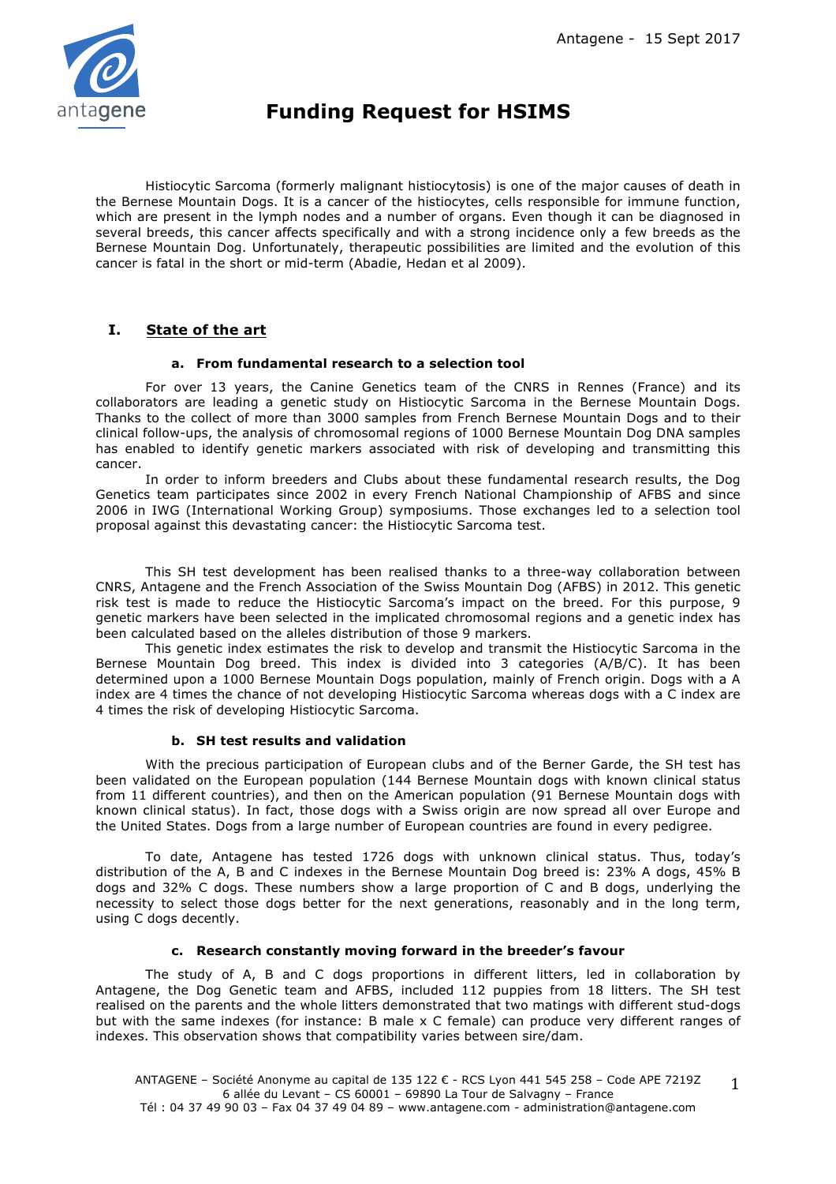# Funding Request for HSIMS

Histiocytic Sarcoma (formerly malignant histiocytosis) is one of the major causes of death in the Bernese Mountain Dogs. It is a cancer of the histiocytes, cells responsible for immune function, which are present in the lymph nodes and a number of organs. Even though it can be diagnosed in several breeds, this cancer affects specifically and with a strong incidence only a few breeds as the Bernese Mountain Dog. Unfortunately, therapeutic possibilities are limited and the evolution of this cancer is fatal in the short or mid-term (Abadie, Hedan et al 2009).

## I. State of the art

### a. From fundamental research to a selection tool

For over 13 years, the Canine Genetics team of the CNRS in Rennes (France) and its collaborators are leading a genetic study on Histiocytic Sarcoma in the Bernese Mountain Dogs. Thanks to the collect of more than 3000 samples from French Bernese Mountain Dogs and to their clinical follow-ups, the analysis of chromosomal regions of 1000 Bernese Mountain Dog DNA samples has enabled to identify genetic markers associated with risk of developing and transmitting this cancer.

In order to inform breeders and Clubs about these fundamental research results, the Dog Genetics team participates since 2002 in every French National Championship of AFBS and since 2006 in IWG (International Working Group) symposiums. Those exchanges led to a selection tool proposal against this devastating cancer: the Histiocytic Sarcoma test.

This SH test development has been realised thanks to a three-way collaboration between CNRS, Antagene and the French Association of the Swiss Mountain Dog (AFBS) in 2012. This genetic risk test is made to reduce the Histiocytic Sarcoma's impact on the breed. For this purpose, 9 genetic markers have been selected in the implicated chromosomal regions and a genetic index has been calculated based on the alleles distribution of those 9 markers.

This genetic index estimates the risk to develop and transmit the Histiocytic Sarcoma in the Bernese Mountain Dog breed. This index is divided into 3 categories (A/B/C). It has been determined upon a 1000 Bernese Mountain Dogs population, mainly of French origin. Dogs with a A index are 4 times the chance of not developing Histiocytic Sarcoma whereas dogs with a C index are 4 times the risk of developing Histiocytic Sarcoma.

### b. SH test results and validation

With the precious participation of European clubs and of the Berner Garde, the SH test has been validated on the European population (144 Bernese Mountain dogs with known clinical status from 11 different countries), and then on the American population (91 Bernese Mountain dogs with known clinical status). In fact, those dogs with a Swiss origin are now spread all over Europe and the United States. Dogs from a large number of European countries are found in every pedigree.

To date, Antagene has tested 1726 dogs with unknown clinical status. Thus, today's distribution of the A, B and C indexes in the Bernese Mountain Dog breed is: 23% A dogs, 45% B dogs and 32% C dogs. These numbers show a large proportion of C and B dogs, underlying the necessity to select those dogs better for the next generations, reasonably and in the long term, using C dogs decently.

### c. Research constantly moving forward in the breeder's favour

The study of A, B and C dogs proportions in different litters, led in collaboration by Antagene, the Dog Genetic team and AFBS, included 112 puppies from 18 litters. The SH test realised on the parents and the whole litters demonstrated that two matings with different stud-dogs but with the same indexes (for instance: B male x C female) can produce very different ranges of indexes. This observation shows that compatibility varies between sire/dam.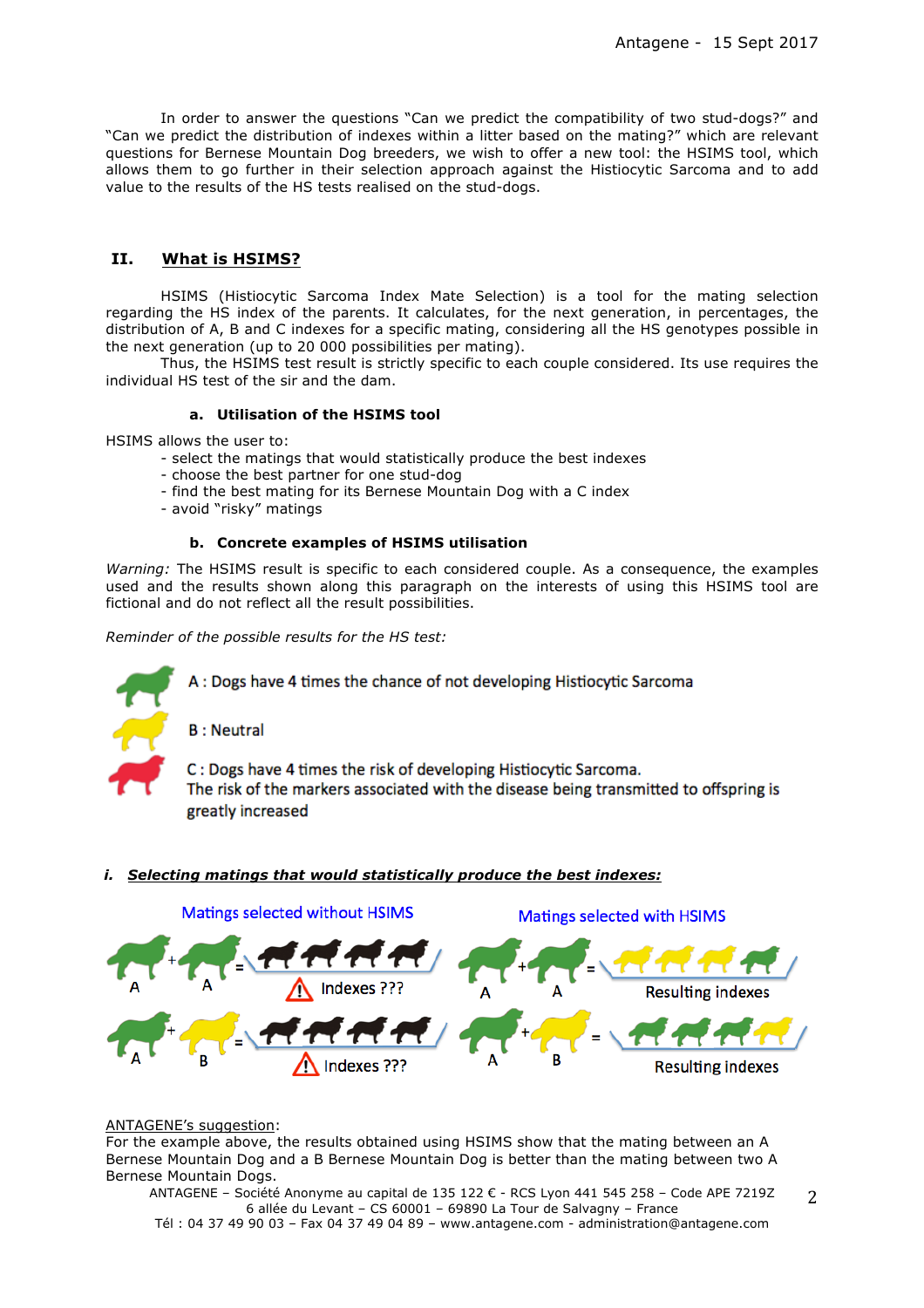In order to answer the questions "Can we predict the compatibility of two stud-dogs?" and "Can we predict the distribution of indexes within a litter based on the mating?" which are relevant questions for Bernese Mountain Dog breeders, we wish to offer a new tool: the HSIMS tool, which allows them to go further in their selection approach against the Histiocytic Sarcoma and to add value to the results of the HS tests realised on the stud-dogs.

## II. What is HSIMS?

HSIMS (Histiocytic Sarcoma Index Mate Selection) is a tool for the mating selection regarding the HS index of the parents. It calculates, for the next generation, in percentages, the distribution of A, B and C indexes for a specific mating, considering all the HS genotypes possible in the next generation (up to 20 000 possibilities per mating).

Thus, the HSIMS test result is strictly specific to each couple considered. Its use requires the individual HS test of the sir and the dam.

### a. Utilisation of the HSIMS tool

HSIMS allows the user to:

- select the matings that would statistically produce the best indexes
- choose the best partner for one stud-dog
- find the best mating for its Bernese Mountain Dog with a C index
- avoid "risky" matings

### b. Concrete examples of HSIMS utilisation

*Warning:* The HSIMS result is specific to each considered couple. As a consequence, the examples used and the results shown along this paragraph on the interests of using this HSIMS tool are fictional and do not reflect all the result possibilities.

*Reminder of the possible results for the HS test:*

A : Dogs have 4 times the chance of not developing Histiocytic Sarcoma

B : Neutral

C : Dogs have 4 times the risk of developing Histiocytic Sarcoma.
The risk of the markers associated with the disease being transmitted to offspring is greatly increased

#### *i. Selecting matings that would statistically produce the best indexes:*

Matings selected without HSIMS

A + A = Indexes ???

A + B = Indexes ???

Matings selected with HSIMS

A + A = Resulting indexes

A + B = Resulting indexes

ANTAGENE's suggestion:
For the example above, the results obtained using HSIMS show that the mating between an A Bernese Mountain Dog and a B Bernese Mountain Dog is better than the mating between two A Bernese Mountain Dogs.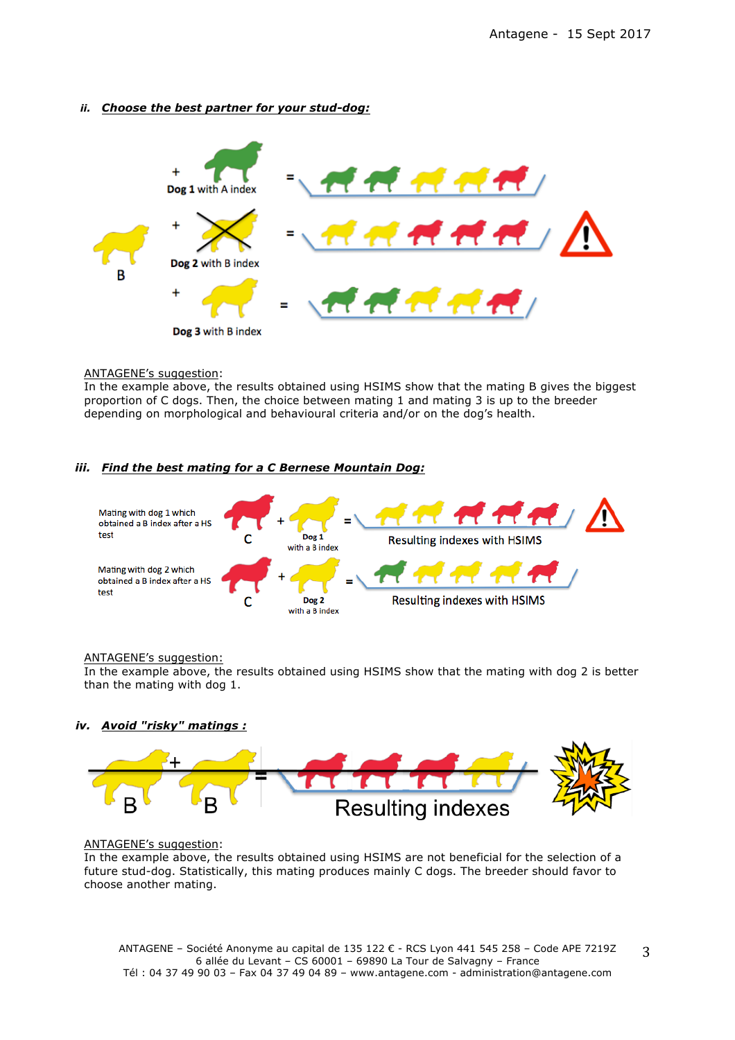### ii. ***Choose the best partner for your stud-dog:***

B

\+ Dog 1 with A index =

\+ Dog 2 with B index =

\+ Dog 3 with B index =

ANTAGENE's suggestion:
In the example above, the results obtained using HSIMS show that the mating B gives the biggest proportion of C dogs. Then, the choice between mating 1 and mating 3 is up to the breeder depending on morphological and behavioural criteria and/or on the dog's health.

### iii. ***Find the best mating for a C Bernese Mountain Dog:***

Mating with dog 1 which obtained a B index after a HS test

C + Dog 1 with a B index = Resulting indexes with HSIMS

Mating with dog 2 which obtained a B index after a HS test

C + Dog 2 with a B index = Resulting indexes with HSIMS

ANTAGENE's suggestion:
In the example above, the results obtained using HSIMS show that the mating with dog 2 is better than the mating with dog 1.

### iv. ***Avoid "risky" matings :***

B + B = Resulting indexes

ANTAGENE's suggestion:
In the example above, the results obtained using HSIMS are not beneficial for the selection of a future stud-dog. Statistically, this mating produces mainly C dogs. The breeder should favor to choose another mating.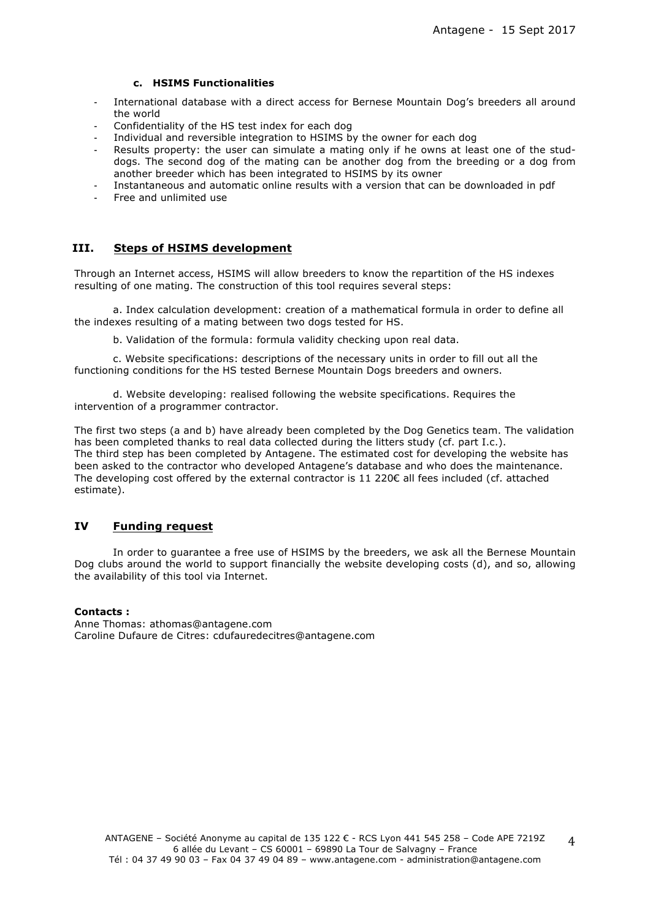#### c. HSIMS Functionalities

- International database with a direct access for Bernese Mountain Dog's breeders all around the world
- Confidentiality of the HS test index for each dog
- Individual and reversible integration to HSIMS by the owner for each dog
- Results property: the user can simulate a mating only if he owns at least one of the stud-dogs. The second dog of the mating can be another dog from the breeding or a dog from another breeder which has been integrated to HSIMS by its owner
- Instantaneous and automatic online results with a version that can be downloaded in pdf
- Free and unlimited use

## III. Steps of HSIMS development

Through an Internet access, HSIMS will allow breeders to know the repartition of the HS indexes resulting of one mating. The construction of this tool requires several steps:

a. Index calculation development: creation of a mathematical formula in order to define all the indexes resulting of a mating between two dogs tested for HS.

b. Validation of the formula: formula validity checking upon real data.

c. Website specifications: descriptions of the necessary units in order to fill out all the functioning conditions for the HS tested Bernese Mountain Dogs breeders and owners.

d. Website developing: realised following the website specifications. Requires the intervention of a programmer contractor.

The first two steps (a and b) have already been completed by the Dog Genetics team. The validation has been completed thanks to real data collected during the litters study (cf. part I.c.).
The third step has been completed by Antagene. The estimated cost for developing the website has been asked to the contractor who developed Antagene's database and who does the maintenance. The developing cost offered by the external contractor is 11 220€ all fees included (cf. attached estimate).

## IV Funding request

In order to guarantee a free use of HSIMS by the breeders, we ask all the Bernese Mountain Dog clubs around the world to support financially the website developing costs (d), and so, allowing the availability of this tool via Internet.

**Contacts :**
Anne Thomas: athomas@antagene.com
Caroline Dufaure de Citres: cdufauredecitres@antagene.com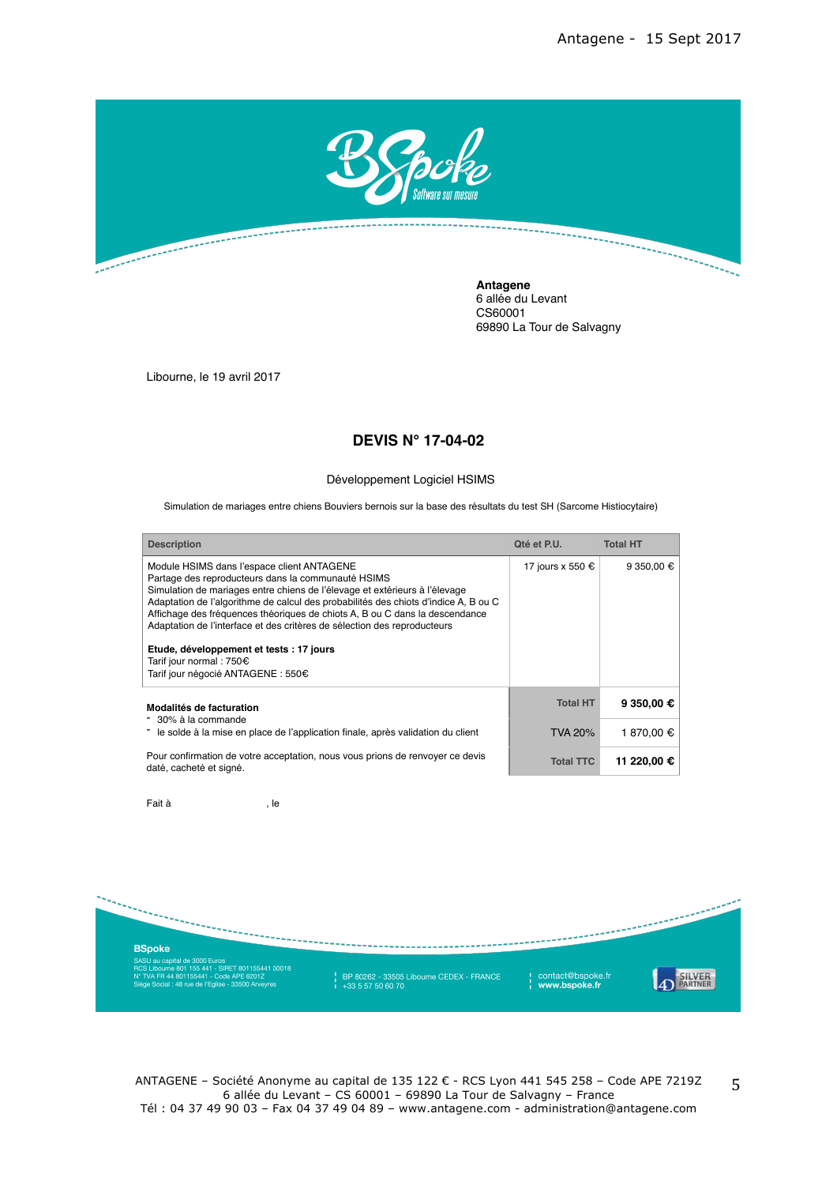**Antagene**
6 allée du Levant
CS60001
69890 La Tour de Salvagny

Libourne, le 19 avril 2017

# DEVIS N° 17-04-02

Développement Logiciel HSIMS

Simulation de mariages entre chiens Bouviers bernois sur la base des résultats du test SH (Sarcome Histiocytaire)

| Description | Qté et P.U. | Total HT |
|---|---|---|
| Module HSIMS dans l'espace client ANTAGENE<br>Partage des reproducteurs dans la communauté HSIMS<br>Simulation de mariages entre chiens de l'élevage et extérieurs à l'élevage<br>Adaptation de l'algorithme de calcul des probabilités des chiots d'indice A, B ou C<br>Affichage des fréquences théoriques de chiots A, B ou C dans la descendance<br>Adaptation de l'interface et des critères de sélection des reproducteurs<br><br>**Etude, développement et tests : 17 jours**<br>Tarif jour normal : 750€<br>Tarif jour négocié ANTAGENE : 550€ | 17 jours x 550 € | 9 350,00 € |
| **Modalités de facturation**<br>- 30% à la commande<br>- le solde à la mise en place de l'application finale, après validation du client | **Total HT** | **9 350,00 €** |
| | TVA 20% | 1 870,00 € |
| Pour confirmation de votre acceptation, nous vous prions de renvoyer ce devis daté, cacheté et signé. | **Total TTC** | **11 220,00 €** |

Fait à , le

**BSpoke**
SASU au capital de 3000 Euros
RCS Libourne 801 155 441 - SIRET 801155441 00018
N° TVA FR 44 801155441 - Code APE 6201Z
Siège Social : 48 rue de l'Eglise - 33500 Arveyres

BP 80262 - 33505 Libourne CEDEX - FRANCE
+33 5 57 50 60 70

contact@bspoke.fr
**www.bspoke.fr**

ANTAGENE – Société Anonyme au capital de 135 122 € - RCS Lyon 441 545 258 – Code APE 7219Z
6 allée du Levant – CS 60001 – 69890 La Tour de Salvagny – France
Tél : 04 37 49 90 03 – Fax 04 37 49 04 89 – www.antagene.com - administration@antagene.com